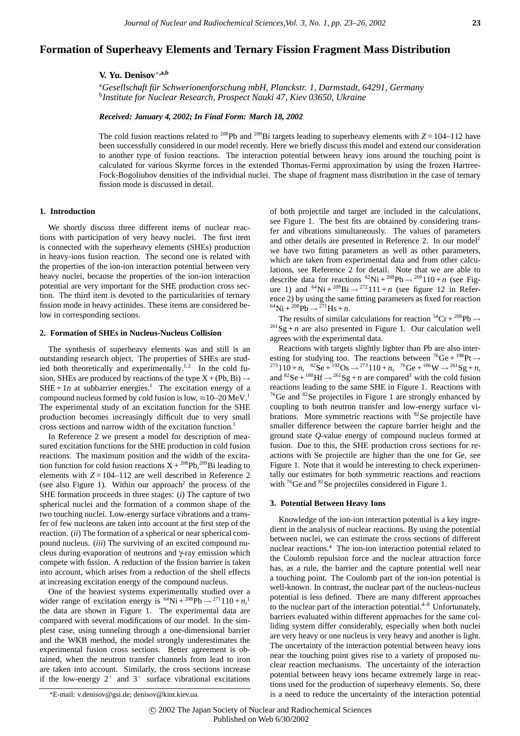# Formation of Superheavy Elements and Ternary Fission Fragment Mass Distribution

**V. Yu. Denisov**[*,a,b]

[a] *Gesellschaft für Schwerionenforschung mbH, Planckstr. 1, Darmstadt, 64291, Germany*
[b] *Institute for Nuclear Research, Prospect Nauki 47, Kiev 03650, Ukraine*

***Received: January 4, 2002; In Final Form: March 18, 2002***

The cold fusion reactions related to $^{208}$Pb and $^{209}$Bi targets leading to superheavy elements with $Z = 104$–$112$ have been successfully considered in our model recently. Here we briefly discuss this model and extend our consideration to another type of fusion reactions. The interaction potential between heavy ions around the touching point is calculated for various Skyrme forces in the extended Thomas-Fermi approximation by using the frozen Hartree-Fock-Bogoliubov densities of the individual nuclei. The shape of fragment mass distribution in the case of ternary fission mode is discussed in detail.

## 1. Introduction

We shortly discuss three different items of nuclear reactions with participation of very heavy nuclei. The first item is connected with the superheavy elements (SHEs) production in heavy-ions fusion reaction. The second one is related with the properties of the ion-ion interaction potential between very heavy nuclei, because the properties of the ion-ion interaction potential are very important for the SHE production cross section. The third item is devoted to the particularities of ternary fission mode in heavy actinides. These items are considered below in corresponding sections.

## 2. Formation of SHEs in Nucleus-Nucleus Collision

The synthesis of superheavy elements was and still is an outstanding research object. The properties of SHEs are studied both theoretically and experimentally.[1,2] In the cold fusion, SHEs are produced by reactions of the type $\mathrm{X} + (\mathrm{Pb}, \mathrm{Bi}) \rightarrow \mathrm{SHE} + 1n$ at subbarrier energies.[1] The excitation energy of a compound nucleus formed by cold fusion is low, $\approx$10–20 MeV.[1] The experimental study of an excitation function for the SHE production becomes increasingly difficult due to very small cross sections and narrow width of the excitation function.[1]

In Reference 2 we present a model for description of measured excitation functions for the SHE production in cold fusion reactions. The maximum position and the width of the excitation function for cold fusion reactions $\mathrm{X} + {}^{208}\mathrm{Pb}, {}^{209}\mathrm{Bi}$ leading to elements with $Z = 104$–$112$ are well described in Reference 2 (see also Figure 1). Within our approach[2] the process of the SHE formation proceeds in three stages: (*i*) The capture of two spherical nuclei and the formation of a common shape of the two touching nuclei. Low-energy surface vibrations and a transfer of few nucleons are taken into account at the first step of the reaction. (*ii*) The formation of a spherical or near spherical compound nucleus. (*iii*) The surviving of an excited compound nucleus during evaporation of neutrons and γ-ray emission which compete with fission. A reduction of the fission barrier is taken into account, which arises from a reduction of the shell effects at increasing excitation energy of the compound nucleus.

One of the heaviest systems experimentally studied over a wider range of excitation energy is $^{64}\mathrm{Ni} + {}^{208}\mathrm{Pb} \rightarrow {}^{271}110 + n$,[1] the data are shown in Figure 1. The experimental data are compared with several modifications of our model. In the simplest case, using tunneling through a one-dimensional barrier and the WKB method, the model strongly underestimates the experimental fusion cross sections. Better agreement is obtained, when the neutron transfer channels from lead to iron are taken into account. Similarly, the cross sections increase if the low-energy $2^+$ and $3^-$ surface vibrational excitations of both projectile and target are included in the calculations, see Figure 1. The best fits are obtained by considering transfer and vibrations simultaneously. The values of parameters and other details are presented in Reference 2. In our model[2] we have two fitting parameters as well as other parameters, which are taken from experimental data and from other calculations, see Reference 2 for detail. Note that we are able to describe data for reactions $^{62}\mathrm{Ni} + {}^{208}\mathrm{Pb} \rightarrow {}^{269}110 + n$ (see Figure 1) and $^{64}\mathrm{Ni} + {}^{209}\mathrm{Bi} \rightarrow {}^{272}111 + n$ (see figure 12 in Reference 2) by using the same fitting parameters as fixed for reaction $^{64}\mathrm{Ni} + {}^{208}\mathrm{Pb} \rightarrow {}^{271}\mathrm{Hs} + n$.

The results of similar calculations for reaction $^{54}\mathrm{Cr} + {}^{208}\mathrm{Pb} \rightarrow {}^{261}\mathrm{Sg} + n$ are also presented in Figure 1. Our calculation well agrees with the experimental data.

Reactions with targets slightly lighter than Pb are also interesting for studying too. The reactions between $^{76}\mathrm{Ge} + {}^{198}\mathrm{Pt} \rightarrow {}^{273}110 + n$, $^{82}\mathrm{Se} + {}^{192}\mathrm{Os} \rightarrow {}^{273}110 + n$, $^{76}\mathrm{Ge} + {}^{186}\mathrm{W} \rightarrow {}^{261}\mathrm{Sg} + n$, and $^{82}\mathrm{Se} + {}^{180}\mathrm{Hf} \rightarrow {}^{261}\mathrm{Sg} + n$ are compared[3] with the cold fusion reactions leading to the same SHE in Figure 1. Reactions with $^{76}$Ge and $^{82}$Se projectiles in Figure 1 are strongly enhanced by coupling to both neutron transfer and low-energy surface vibrations. More symmetric reactions with $^{82}$Se projectile have smaller difference between the capture barrier height and the ground state *Q*-value energy of compound nucleus formed at fusion. Due to this, the SHE production cross sections for reactions with Se projectile are higher than the one for Ge, see Figure 1. Note that it would be interesting to check experimentally our estimates for both symmetric reactions and reactions with $^{76}$Ge and $^{82}$Se projectiles considered in Figure 1.

## 3. Potential Between Heavy Ions

Knowledge of the ion-ion interaction potential is a key ingredient in the analysis of nuclear reactions. By using the potential between nuclei, we can estimate the cross sections of different nuclear reactions.[4] The ion-ion interaction potential related to the Coulomb repulsion force and the nuclear attraction force has, as a rule, the barrier and the capture potential well near a touching point. The Coulomb part of the ion-ion potential is well-known. In contrast, the nuclear part of the nucleus-nucleus potential is less defined. There are many different approaches to the nuclear part of the interaction potential.[4–8] Unfortunately, barriers evaluated within different approaches for the same colliding system differ considerably, especially when both nuclei are very heavy or one nucleus is very heavy and another is light. The uncertainty of the interaction potential between heavy ions near the touching point gives rise to a variety of proposed nuclear reaction mechanisms. The uncertainty of the interaction potential between heavy ions became extremely large in reactions used for the production of superheavy elements. So, there is a need to reduce the uncertainty of the interaction potential

*E-mail: v.denisov@gsi.de; denisov@kinr.kiev.ua.

© 2002 The Japan Society of Nuclear and Radiochemical Sciences
Published on Web 6/30/2002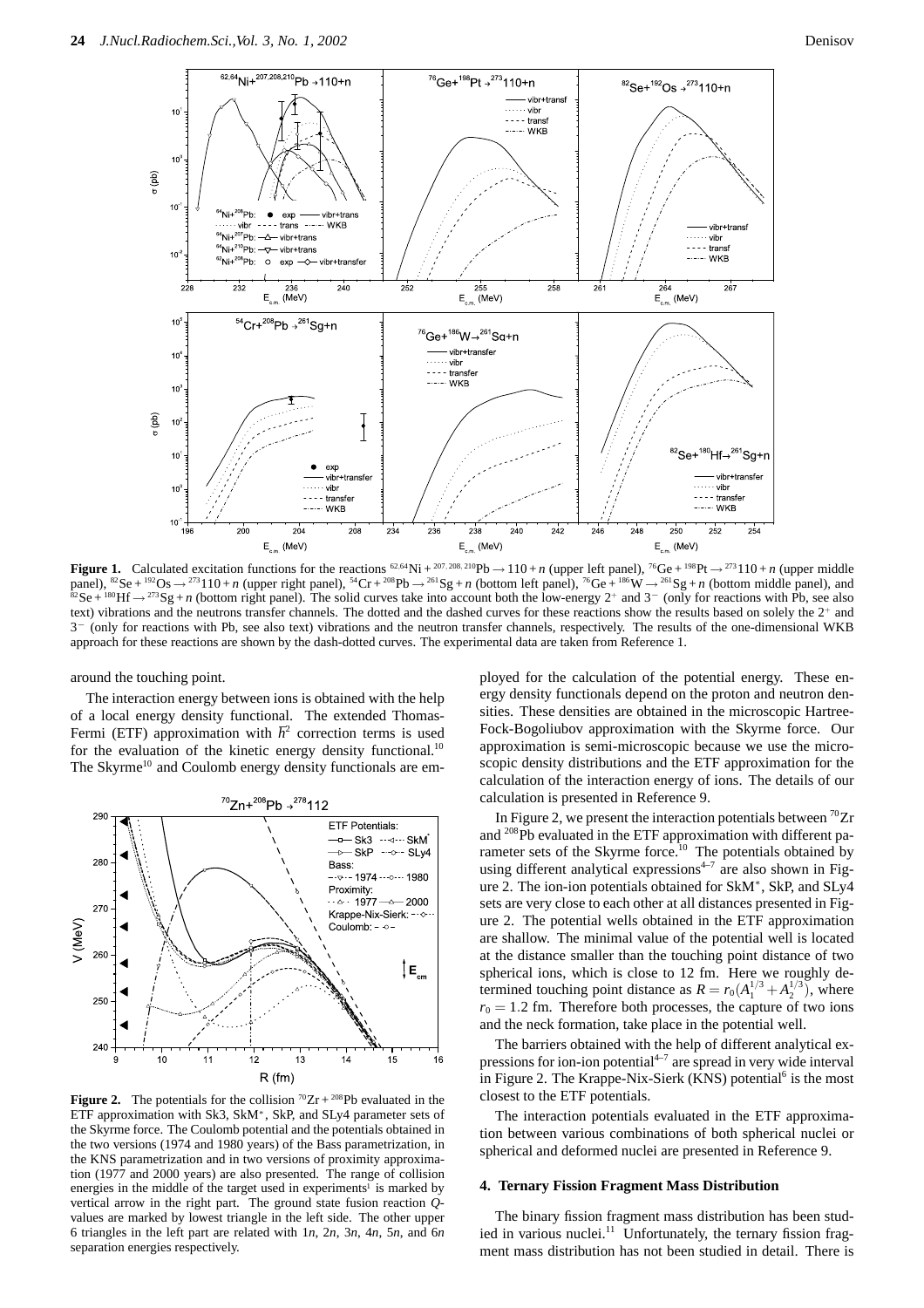**Figure 1.** Calculated excitation functions for the reactions $^{62,64}$Ni + $^{207,208,210}$Pb → 110 + $n$ (upper left panel), $^{76}$Ge + $^{198}$Pt → $^{273}$110 + $n$ (upper middle panel), $^{82}$Se + $^{192}$Os → $^{273}$110 + $n$ (upper right panel), $^{54}$Cr + $^{208}$Pb → $^{261}$Sg + $n$ (bottom left panel), $^{76}$Ge + $^{186}$W → $^{261}$Sg + $n$ (bottom middle panel), and $^{82}$Se + $^{180}$Hf → $^{273}$Sg + $n$ (bottom right panel). The solid curves take into account both the low-energy $2^+$ and $3^-$ (only for reactions with Pb, see also text) vibrations and the neutrons transfer channels. The dotted and the dashed curves for these reactions show the results based on solely the $2^+$ and $3^-$ (only for reactions with Pb, see also text) vibrations and the neutron transfer channels, respectively. The results of the one-dimensional WKB approach for these reactions are shown by the dash-dotted curves. The experimental data are taken from Reference 1.

around the touching point.

The interaction energy between ions is obtained with the help of a local energy density functional. The extended Thomas-Fermi (ETF) approximation with $\hbar^2$ correction terms is used for the evaluation of the kinetic energy density functional.[10] The Skyrme[10] and Coulomb energy density functionals are employed for the calculation of the potential energy. These energy density functionals depend on the proton and neutron densities. These densities are obtained in the microscopic Hartree-Fock-Bogoliubov approximation with the Skyrme force. Our approximation is semi-microscopic because we use the microscopic density distributions and the ETF approximation for the calculation of the interaction energy of ions. The details of our calculation is presented in Reference 9.

**Figure 2.** The potentials for the collision $^{70}$Zr + $^{208}$Pb evaluated in the ETF approximation with Sk3, SkM*, SkP, and SLy4 parameter sets of the Skyrme force. The Coulomb potential and the potentials obtained in the two versions (1974 and 1980 years) of the Bass parametrization, in the KNS parametrization and in two versions of proximity approximation (1977 and 2000 years) are also presented. The range of collision energies in the middle of the target used in experiments[1] is marked by vertical arrow in the right part. The ground state fusion reaction $Q$-values are marked by lowest triangle in the left side. The other upper 6 triangles in the left part are related with 1$n$, 2$n$, 3$n$, 4$n$, 5$n$, and 6$n$ separation energies respectively.

In Figure 2, we present the interaction potentials between $^{70}$Zr and $^{208}$Pb evaluated in the ETF approximation with different parameter sets of the Skyrme force.[10] The potentials obtained by using different analytical expressions[4–7] are also shown in Figure 2. The ion-ion potentials obtained for SkM*, SkP, and SLy4 sets are very close to each other at all distances presented in Figure 2. The potential wells obtained in the ETF approximation are shallow. The minimal value of the potential well is located at the distance smaller than the touching point distance of two spherical ions, which is close to 12 fm. Here we roughly determined touching point distance as $R = r_0(A_1^{1/3} + A_2^{1/3})$, where $r_0 = 1.2$ fm. Therefore both processes, the capture of two ions and the neck formation, take place in the potential well.

The barriers obtained with the help of different analytical expressions for ion-ion potential[4–7] are spread in very wide interval in Figure 2. The Krappe-Nix-Sierk (KNS) potential[6] is the most closest to the ETF potentials.

The interaction potentials evaluated in the ETF approximation between various combinations of both spherical nuclei or spherical and deformed nuclei are presented in Reference 9.

#### 4. Ternary Fission Fragment Mass Distribution

The binary fission fragment mass distribution has been studied in various nuclei.[11] Unfortunately, the ternary fission fragment mass distribution has not been studied in detail. There is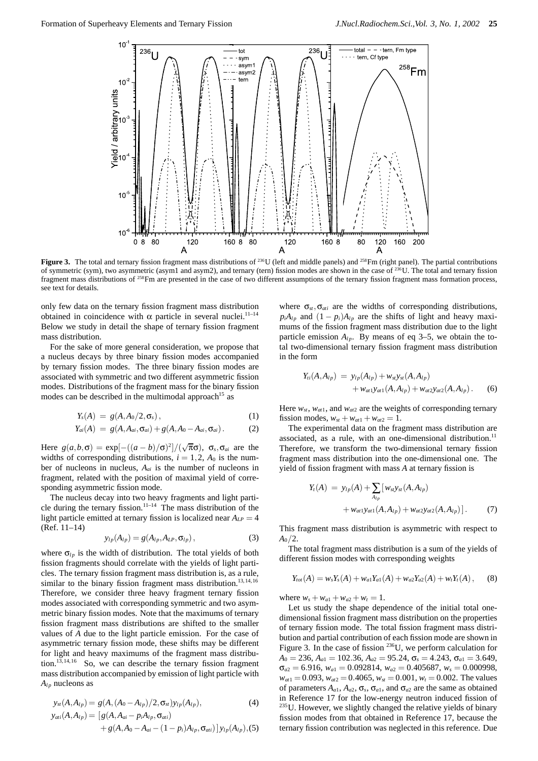**Figure 3.** The total and ternary fission fragment mass distributions of $^{236}$U (left and middle panels) and $^{258}$Fm (right panel). The partial contributions of symmetric (sym), two asymmetric (asym1 and asym2), and ternary (tern) fission modes are shown in the case of $^{236}$U. The total and ternary fission fragment mass distributions of $^{258}$Fm are presented in the case of two different assumptions of the ternary fission fragment mass formation process, see text for details.

only few data on the ternary fission fragment mass distribution obtained in coincidence with α particle in several nuclei.[11–14] Below we study in detail the shape of ternary fission fragment mass distribution.

For the sake of more general consideration, we propose that a nucleus decays by three binary fission modes accompanied by ternary fission modes. The three binary fission modes are associated with symmetric and two different asymmetric fission modes. Distributions of the fragment mass for the binary fission modes can be described in the multimodal approach[15] as

$$Y_s(A) = g(A, A_0/2, \sigma_s), \tag{1}$$

$$Y_{ai}(A) = g(A, A_{ai}, \sigma_{ai}) + g(A, A_0 - A_{ai}, \sigma_{ai}). \tag{2}$$

Here $g(a,b,\sigma) = \exp[-((a-b)/\sigma)^2]/(\sqrt{\pi}\sigma)$, $\sigma_s, \sigma_{ai}$ are the widths of corresponding distributions, $i = 1, 2$, $A_0$ is the number of nucleons in nucleus, $A_{ai}$ is the number of nucleons in fragment, related with the position of maximal yield of corresponding asymmetric fission mode.

The nucleus decay into two heavy fragments and light particle during the ternary fission.[11–14] The mass distribution of the light particle emitted at ternary fission is localized near $A_{LP} = 4$ (Ref. 11–14)

$$y_{lp}(A_{lp}) = g(A_{lp}, A_{LP}, \sigma_{lp}), \tag{3}$$

where $\sigma_{lp}$ is the width of distribution. The total yields of both fission fragments should correlate with the yields of light particles. The ternary fission fragment mass distribution is, as a rule, similar to the binary fission fragment mass distribution.[13,14,16] Therefore, we consider three heavy fragment ternary fission modes associated with corresponding symmetric and two asymmetric binary fission modes. Note that the maximums of ternary fission fragment mass distributions are shifted to the smaller values of $A$ due to the light particle emission. For the case of asymmetric ternary fission mode, these shifts may be different for light and heavy maximums of the fragment mass distribution.[13,14,16] So, we can describe the ternary fission fragment mass distribution accompanied by emission of light particle with $A_{lp}$ nucleons as

$$y_{st}(A, A_{lp}) = g(A, (A_0 - A_{lp})/2, \sigma_{st}) y_{lp}(A_{lp}), \tag{4}$$

$$y_{ati}(A, A_{lp}) = [g(A, A_{ai} - p_i A_{lp}, \sigma_{ati}) + g(A, A_0 - A_{ai} - (1-p_i)A_{lp}, \sigma_{ati})] \, y_{lp}(A_{lp}), \tag{5}$$

where $\sigma_{st}, \sigma_{ati}$ are the widths of corresponding distributions, $p_i A_{lp}$ and $(1-p_i)A_{lp}$ are the shifts of light and heavy maximums of the fission fragment mass distribution due to the light particle emission $A_{lp}$. By means of eq 3–5, we obtain the total two-dimensional ternary fission fragment mass distribution in the form

$$Y_{ti}(A, A_{lp}) = y_{lp}(A_{lp}) + w_{st} y_{st}(A, A_{lp}) + w_{at1} y_{at1}(A, A_{lp}) + w_{at2} y_{at2}(A, A_{lp}). \tag{6}$$

Here $w_{st}$, $w_{at1}$, and $w_{at2}$ are the weights of corresponding ternary fission modes, $w_{st} + w_{at1} + w_{at2} = 1$.

The experimental data on the fragment mass distribution are associated, as a rule, with an one-dimensional distribution.[11] Therefore, we transform the two-dimensional ternary fission fragment mass distribution into the one-dimensional one. The yield of fission fragment with mass $A$ at ternary fission is

$$Y_t(A) = y_{lp}(A) + \sum_{A_{lp}} [w_{st} y_{st}(A, A_{lp}) + w_{at1} y_{at1}(A, A_{lp}) + w_{at2} y_{at2}(A, A_{lp})]. \tag{7}$$

This fragment mass distribution is asymmetric with respect to $A_0/2$.

The total fragment mass distribution is a sum of the yields of different fission modes with corresponding weights

$$Y_{tot}(A) = w_s Y_s(A) + w_{a1} Y_{a1}(A) + w_{a2} Y_{a2}(A) + w_t Y_t(A), \tag{8}$$

where $w_s + w_{a1} + w_{a2} + w_t = 1$.

Let us study the shape dependence of the initial total one-dimensional fission fragment mass distribution on the properties of ternary fission mode. The total fission fragment mass distribution and partial contribution of each fission mode are shown in Figure 3. In the case of fission $^{236}$U, we perform calculation for $A_0 = 236$, $A_{a1} = 102.36$, $A_{a2} = 95.24$, $\sigma_s = 4.243$, $\sigma_{a1} = 3.649$, $\sigma_{a2} = 6.916$, $w_{a1} = 0.092814$, $w_{a2} = 0.405687$, $w_s = 0.000998$, $w_{at1} = 0.093$, $w_{at2} = 0.4065$, $w_{st} = 0.001$, $w_t = 0.002$. The values of parameters $A_{a1}$, $A_{a2}$, $\sigma_s$, $\sigma_{a1}$, and $\sigma_{a2}$ are the same as obtained in Reference 17 for the low-energy neutron induced fission of $^{235}$U. However, we slightly changed the relative yields of binary fission modes from that obtained in Reference 17, because the ternary fission contribution was neglected in this reference. Due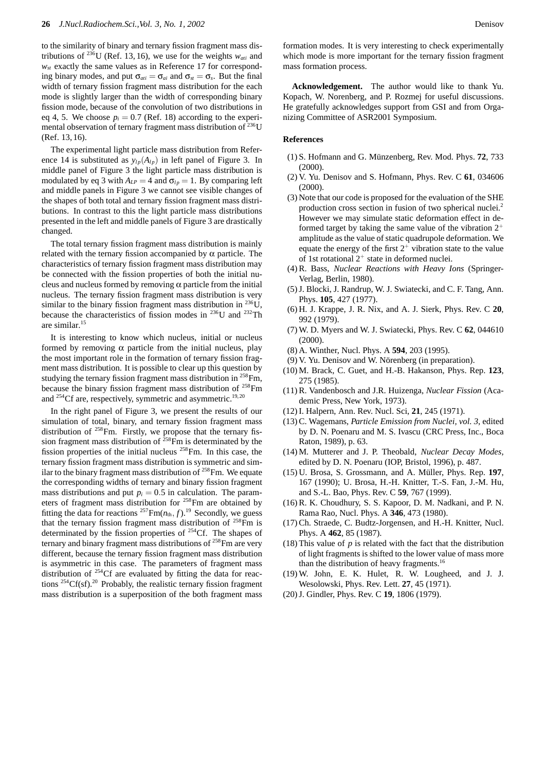to the similarity of binary and ternary fission fragment mass distributions of $^{236}$U (Ref. 13, 16), we use for the weights $w_{ati}$ and $w_{st}$ exactly the same values as in Reference 17 for corresponding binary modes, and put $\sigma_{ati} = \sigma_{ai}$ and $\sigma_{st} = \sigma_s$. But the final width of ternary fission fragment mass distribution for the each mode is slightly larger than the width of corresponding binary fission mode, because of the convolution of two distributions in eq 4, 5. We choose $p_i = 0.7$ (Ref. 18) according to the experimental observation of ternary fragment mass distribution of $^{236}$U (Ref. 13, 16).

The experimental light particle mass distribution from Reference 14 is substituted as $y_{lp}(A_{lp})$ in left panel of Figure 3. In middle panel of Figure 3 the light particle mass distribution is modulated by eq 3 with $A_{LP} = 4$ and $\sigma_{lp} = 1$. By comparing left and middle panels in Figure 3 we cannot see visible changes of the shapes of both total and ternary fission fragment mass distributions. In contrast to this the light particle mass distributions presented in the left and middle panels of Figure 3 are drastically changed.

The total ternary fission fragment mass distribution is mainly related with the ternary fission accompanied by $\alpha$ particle. The characteristics of ternary fission fragment mass distribution may be connected with the fission properties of both the initial nucleus and nucleus formed by removing $\alpha$ particle from the initial nucleus. The ternary fission fragment mass distribution is very similar to the binary fission fragment mass distribution in $^{236}$U, because the characteristics of fission modes in $^{236}$U and $^{232}$Th are similar.[15]

It is interesting to know which nucleus, initial or nucleus formed by removing $\alpha$ particle from the initial nucleus, play the most important role in the formation of ternary fission fragment mass distribution. It is possible to clear up this question by studying the ternary fission fragment mass distribution in $^{258}$Fm, because the binary fission fragment mass distribution of $^{258}$Fm and $^{254}$Cf are, respectively, symmetric and asymmetric.[19,20]

In the right panel of Figure 3, we present the results of our simulation of total, binary, and ternary fission fragment mass distribution of $^{258}$Fm. Firstly, we propose that the ternary fission fragment mass distribution of $^{258}$Fm is determinated by the fission properties of the initial nucleus $^{258}$Fm. In this case, the ternary fission fragment mass distribution is symmetric and similar to the binary fragment mass distribution of $^{258}$Fm. We equate the corresponding widths of ternary and binary fission fragment mass distributions and put $p_i = 0.5$ in calculation. The parameters of fragment mass distribution for $^{258}$Fm are obtained by fitting the data for reactions $^{257}$Fm($n_{\text{th}}, f$).[19] Secondly, we guess that the ternary fission fragment mass distribution of $^{258}$Fm is determinated by the fission properties of $^{254}$Cf. The shapes of ternary and binary fragment mass distributions of $^{258}$Fm are very different, because the ternary fission fragment mass distribution is asymmetric in this case. The parameters of fragment mass distribution of $^{254}$Cf are evaluated by fitting the data for reactions $^{254}$Cf(sf).[20] Probably, the realistic ternary fission fragment mass distribution is a superposition of the both fragment mass formation modes. It is very interesting to check experimentally which mode is more important for the ternary fission fragment mass formation process.

**Acknowledgement.** The author would like to thank Yu. Kopach, W. Norenberg, and P. Rozmej for useful discussions. He gratefully acknowledges support from GSI and from Organizing Committee of ASR2001 Symposium.

### References

(1) S. Hofmann and G. Münzenberg, Rev. Mod. Phys. **72**, 733 (2000).

(2) V. Yu. Denisov and S. Hofmann, Phys. Rev. C **61**, 034606 (2000).

(3) Note that our code is proposed for the evaluation of the SHE production cross section in fusion of two spherical nuclei.[2] However we may simulate static deformation effect in deformed target by taking the same value of the vibration $2^+$ amplitude as the value of static quadrupole deformation. We equate the energy of the first $2^+$ vibration state to the value of 1st rotational $2^+$ state in deformed nuclei.

(4) R. Bass, *Nuclear Reactions with Heavy Ions* (Springer-Verlag, Berlin, 1980).

(5) J. Blocki, J. Randrup, W. J. Swiatecki, and C. F. Tang, Ann. Phys. **105**, 427 (1977).

(6) H. J. Krappe, J. R. Nix, and A. J. Sierk, Phys. Rev. C **20**, 992 (1979).

(7) W. D. Myers and W. J. Swiatecki, Phys. Rev. C **62**, 044610 (2000).

(8) A. Winther, Nucl. Phys. A **594**, 203 (1995).

(9) V. Yu. Denisov and W. Nörenberg (in preparation).

(10) M. Brack, C. Guet, and H.-B. Hakanson, Phys. Rep. **123**, 275 (1985).

(11) R. Vandenbosch and J.R. Huizenga, *Nuclear Fission* (Academic Press, New York, 1973).

(12) I. Halpern, Ann. Rev. Nucl. Sci, **21**, 245 (1971).

(13) C. Wagemans, *Particle Emission from Nuclei, vol. 3*, edited by D. N. Poenaru and M. S. Ivascu (CRC Press, Inc., Boca Raton, 1989), p. 63.

(14) M. Mutterer and J. P. Theobald, *Nuclear Decay Modes*, edited by D. N. Poenaru (IOP, Bristol, 1996), p. 487.

(15) U. Brosa, S. Grossmann, and A. Müller, Phys. Rep. **197**, 167 (1990); U. Brosa, H.-H. Knitter, T.-S. Fan, J.-M. Hu, and S.-L. Bao, Phys. Rev. C **59**, 767 (1999).

(16) R. K. Choudhury, S. S. Kapoor, D. M. Nadkani, and P. N. Rama Rao, Nucl. Phys. A **346**, 473 (1980).

(17) Ch. Straede, C. Budtz-Jorgensen, and H.-H. Knitter, Nucl. Phys. A **462**, 85 (1987).

(18) This value of $p$ is related with the fact that the distribution of light fragments is shifted to the lower value of mass more than the distribution of heavy fragments.[16]

(19) W. John, E. K. Hulet, R. W. Lougheed, and J. J. Wesolowski, Phys. Rev. Lett. **27**, 45 (1971).

(20) J. Gindler, Phys. Rev. C **19**, 1806 (1979).